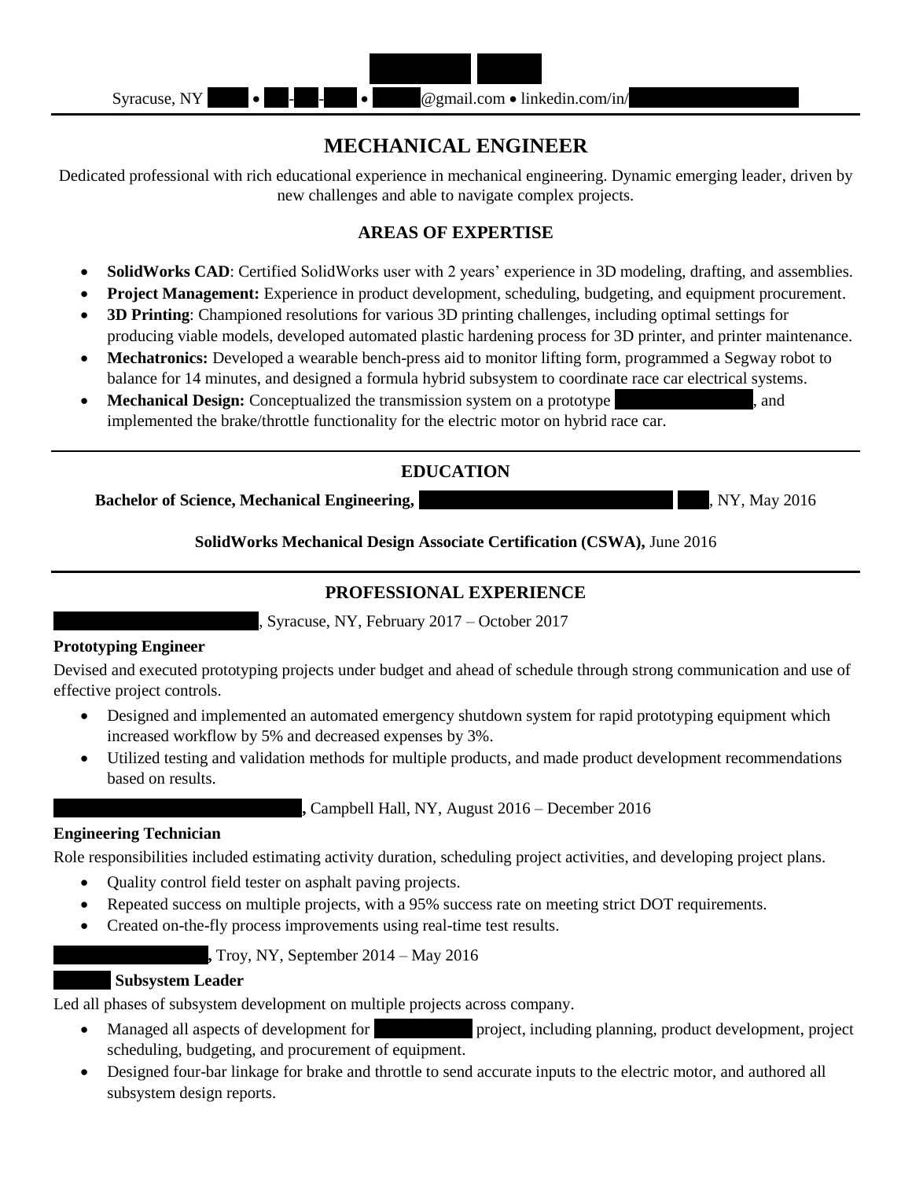Syracuse, NY • - - • @gmail.com • linkedin.com/in/

# MECHANICAL ENGINEER

Dedicated professional with rich educational experience in mechanical engineering. Dynamic emerging leader, driven by new challenges and able to navigate complex projects.

## AREAS OF EXPERTISE

- **SolidWorks CAD**: Certified SolidWorks user with 2 years' experience in 3D modeling, drafting, and assemblies.
- **Project Management:** Experience in product development, scheduling, budgeting, and equipment procurement.
- **3D Printing**: Championed resolutions for various 3D printing challenges, including optimal settings for producing viable models, developed automated plastic hardening process for 3D printer, and printer maintenance.
- **Mechatronics:** Developed a wearable bench-press aid to monitor lifting form, programmed a Segway robot to balance for 14 minutes, and designed a formula hybrid subsystem to coordinate race car electrical systems.
- **Mechanical Design:** Conceptualized the transmission system on a prototype , and implemented the brake/throttle functionality for the electric motor on hybrid race car.

## EDUCATION

**Bachelor of Science, Mechanical Engineering,** , NY, May 2016

**SolidWorks Mechanical Design Associate Certification (CSWA),** June 2016

## PROFESSIONAL EXPERIENCE

, Syracuse, NY, February 2017 – October 2017

**Prototyping Engineer**

Devised and executed prototyping projects under budget and ahead of schedule through strong communication and use of effective project controls.

- Designed and implemented an automated emergency shutdown system for rapid prototyping equipment which increased workflow by 5% and decreased expenses by 3%.
- Utilized testing and validation methods for multiple products, and made product development recommendations based on results.

**,** Campbell Hall, NY, August 2016 – December 2016

**Engineering Technician**

Role responsibilities included estimating activity duration, scheduling project activities, and developing project plans.

- Quality control field tester on asphalt paving projects.
- Repeated success on multiple projects, with a 95% success rate on meeting strict DOT requirements.
- Created on-the-fly process improvements using real-time test results.

**,** Troy, NY, September 2014 – May 2016

**Subsystem Leader**

Led all phases of subsystem development on multiple projects across company.

- Managed all aspects of development for project, including planning, product development, project scheduling, budgeting, and procurement of equipment.
- Designed four-bar linkage for brake and throttle to send accurate inputs to the electric motor, and authored all subsystem design reports.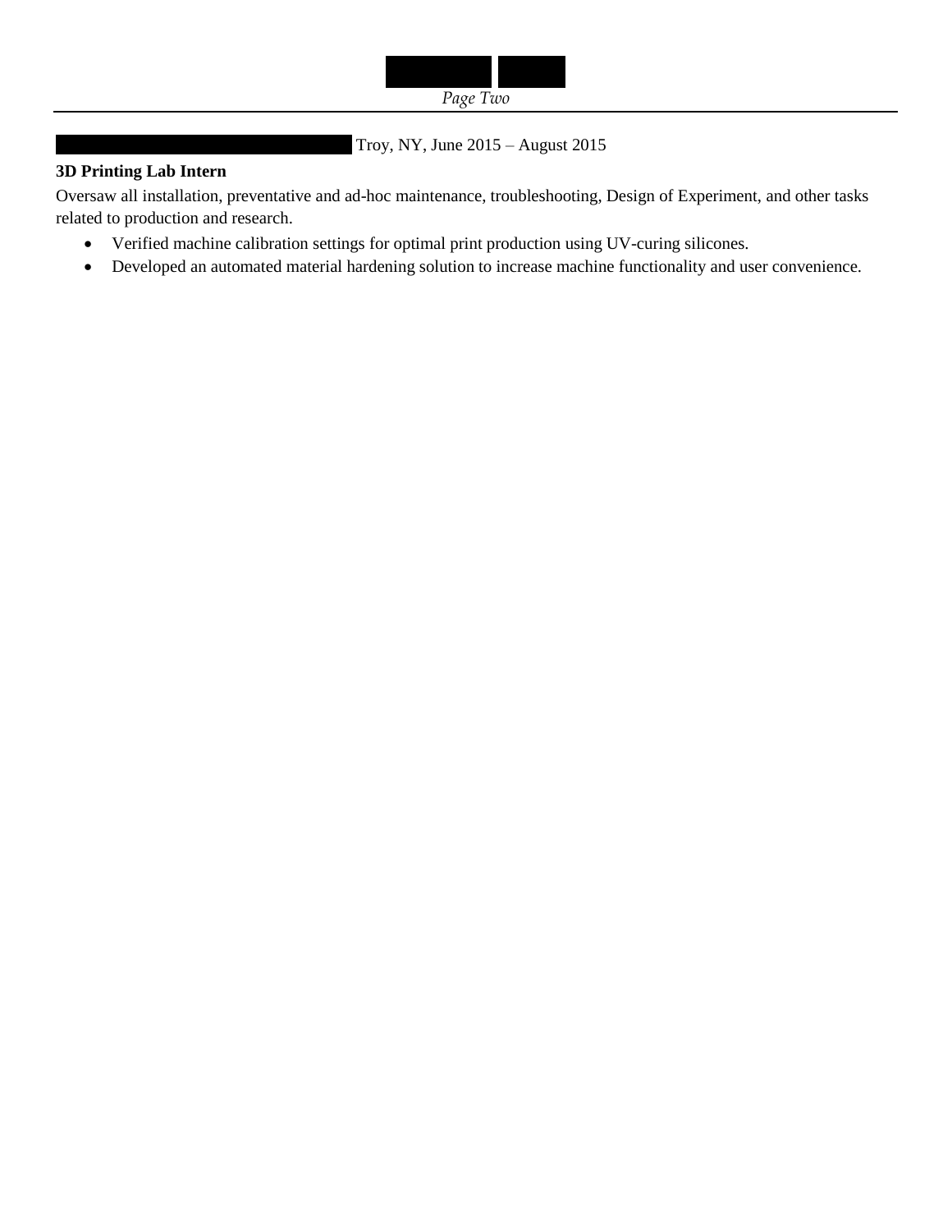Troy, NY, June 2015 – August 2015

**3D Printing Lab Intern**

Oversaw all installation, preventative and ad-hoc maintenance, troubleshooting, Design of Experiment, and other tasks related to production and research.

- Verified machine calibration settings for optimal print production using UV-curing silicones.
- Developed an automated material hardening solution to increase machine functionality and user convenience.